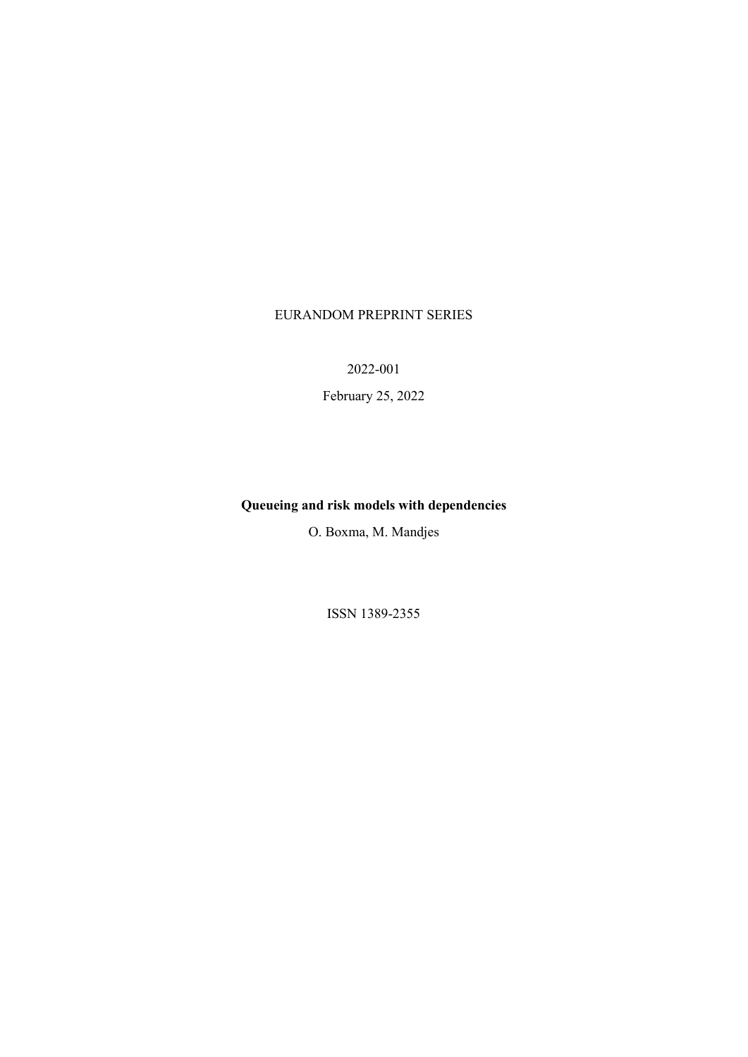EURANDOM PREPRINT SERIES

2022-001

February 25, 2022

**Queueing and risk models with dependencies**

O. Boxma, M. Mandjes

ISSN 1389-2355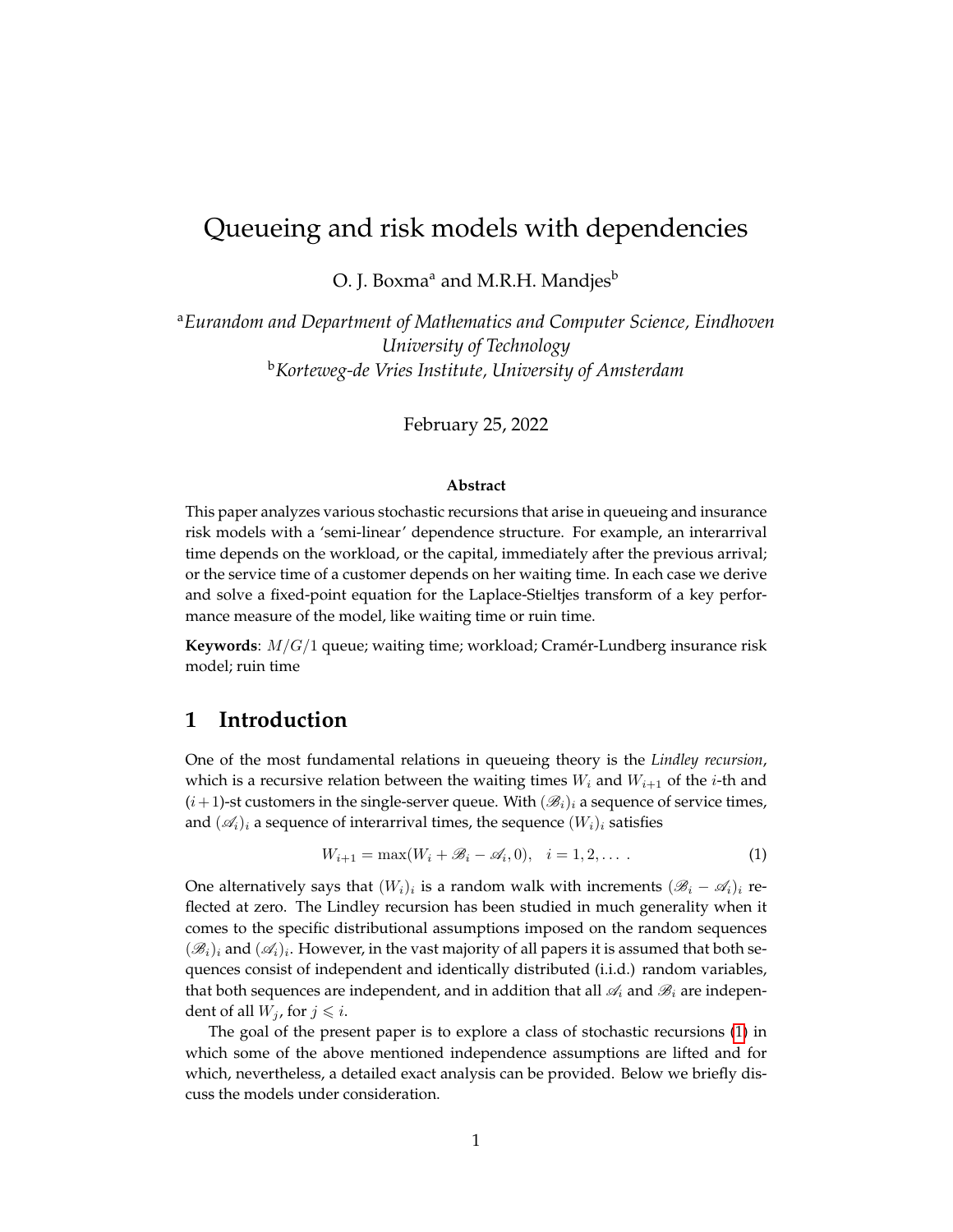# Queueing and risk models with dependencies

O. J. Boxma[a] and M.R.H. Mandjes[b]

[a]*Eurandom and Department of Mathematics and Computer Science, Eindhoven University of Technology*
[b]*Korteweg-de Vries Institute, University of Amsterdam*

February 25, 2022

**Abstract**

This paper analyzes various stochastic recursions that arise in queueing and insurance risk models with a 'semi-linear' dependence structure. For example, an interarrival time depends on the workload, or the capital, immediately after the previous arrival; or the service time of a customer depends on her waiting time. In each case we derive and solve a fixed-point equation for the Laplace-Stieltjes transform of a key performance measure of the model, like waiting time or ruin time.

**Keywords**: $M/G/1$ queue; waiting time; workload; Cramér-Lundberg insurance risk model; ruin time

## 1 Introduction

One of the most fundamental relations in queueing theory is the *Lindley recursion*, which is a recursive relation between the waiting times $W_i$ and $W_{i+1}$ of the $i$-th and $(i+1)$-st customers in the single-server queue. With $(\mathscr{B}_i)_i$ a sequence of service times, and $(\mathscr{A}_i)_i$ a sequence of interarrival times, the sequence $(W_i)_i$ satisfies

$$W_{i+1} = \max(W_i + \mathscr{B}_i - \mathscr{A}_i, 0), \quad i = 1, 2, \ldots . \tag{1}$$

One alternatively says that $(W_i)_i$ is a random walk with increments $(\mathscr{B}_i - \mathscr{A}_i)_i$ reflected at zero. The Lindley recursion has been studied in much generality when it comes to the specific distributional assumptions imposed on the random sequences $(\mathscr{B}_i)_i$ and $(\mathscr{A}_i)_i$. However, in the vast majority of all papers it is assumed that both sequences consist of independent and identically distributed (i.i.d.) random variables, that both sequences are independent, and in addition that all $\mathscr{A}_i$ and $\mathscr{B}_i$ are independent of all $W_j$, for $j \leqslant i$.

The goal of the present paper is to explore a class of stochastic recursions (1) in which some of the above mentioned independence assumptions are lifted and for which, nevertheless, a detailed exact analysis can be provided. Below we briefly discuss the models under consideration.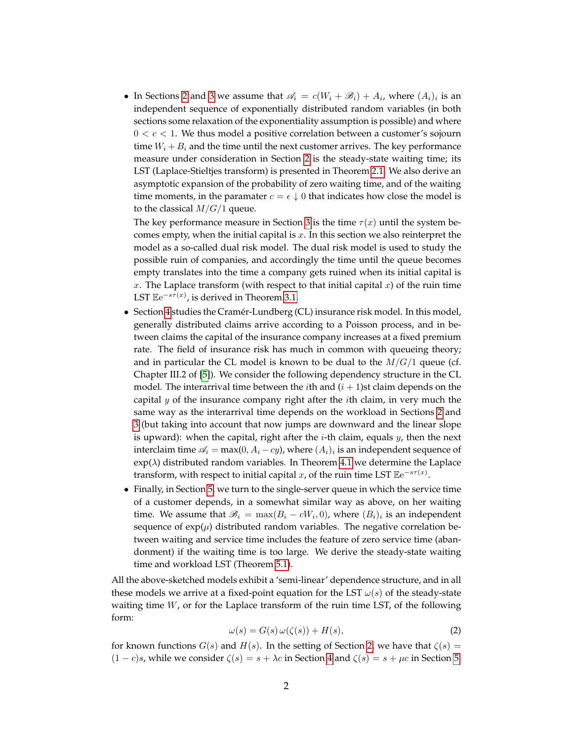- In Sections 2 and 3 we assume that $\mathscr{A}_i = c(W_i + \mathscr{B}_i) + A_i$, where $(A_i)_i$ is an independent sequence of exponentially distributed random variables (in both sections some relaxation of the exponentiality assumption is possible) and where $0 < c < 1$. We thus model a positive correlation between a customer's sojourn time $W_i + B_i$ and the time until the next customer arrives. The key performance measure under consideration in Section 2 is the steady-state waiting time; its LST (Laplace-Stieltjes transform) is presented in Theorem 2.1. We also derive an asymptotic expansion of the probability of zero waiting time, and of the waiting time moments, in the paramater $c = \epsilon \downarrow 0$ that indicates how close the model is to the classical $M/G/1$ queue.

  The key performance measure in Section 3 is the time $\tau(x)$ until the system becomes empty, when the initial capital is $x$. In this section we also reinterpret the model as a so-called dual risk model. The dual risk model is used to study the possible ruin of companies, and accordingly the time until the queue becomes empty translates into the time a company gets ruined when its initial capital is $x$. The Laplace transform (with respect to that initial capital $x$) of the ruin time LST $\mathbb{E}e^{-s\tau(x)}$, is derived in Theorem 3.1.
- Section 4 studies the Cramér-Lundberg (CL) insurance risk model. In this model, generally distributed claims arrive according to a Poisson process, and in between claims the capital of the insurance company increases at a fixed premium rate. The field of insurance risk has much in common with queueing theory; and in particular the CL model is known to be dual to the $M/G/1$ queue (cf. Chapter III.2 of [5]). We consider the following dependency structure in the CL model. The interarrival time between the $i$th and $(i+1)$st claim depends on the capital $y$ of the insurance company right after the $i$th claim, in very much the same way as the interarrival time depends on the workload in Sections 2 and 3 (but taking into account that now jumps are downward and the linear slope is upward): when the capital, right after the $i$-th claim, equals $y$, then the next interclaim time $\mathscr{A}_i = \max(0, A_i - cy)$, where $(A_i)_i$ is an independent sequence of $\exp(\lambda)$ distributed random variables. In Theorem 4.1 we determine the Laplace transform, with respect to initial capital $x$, of the ruin time LST $\mathbb{E}e^{-s\tau(x)}$.
- Finally, in Section 5 we turn to the single-server queue in which the service time of a customer depends, in a somewhat similar way as above, on her waiting time. We assume that $\mathscr{B}_i = \max(B_i - cW_i, 0)$, where $(B_i)_i$ is an independent sequence of $\exp(\mu)$ distributed random variables. The negative correlation between waiting and service time includes the feature of zero service time (abandonment) if the waiting time is too large. We derive the steady-state waiting time and workload LST (Theorem 5.1).

All the above-sketched models exhibit a 'semi-linear' dependence structure, and in all these models we arrive at a fixed-point equation for the LST $\omega(s)$ of the steady-state waiting time $W$, or for the Laplace transform of the ruin time LST, of the following form:

$$\omega(s) = G(s)\,\omega(\zeta(s)) + H(s), \tag{2}$$

for known functions $G(s)$ and $H(s)$. In the setting of Section 2 we have that $\zeta(s) = (1-c)s$, while we consider $\zeta(s) = s + \lambda c$ in Section 4 and $\zeta(s) = s + \mu c$ in Section 5.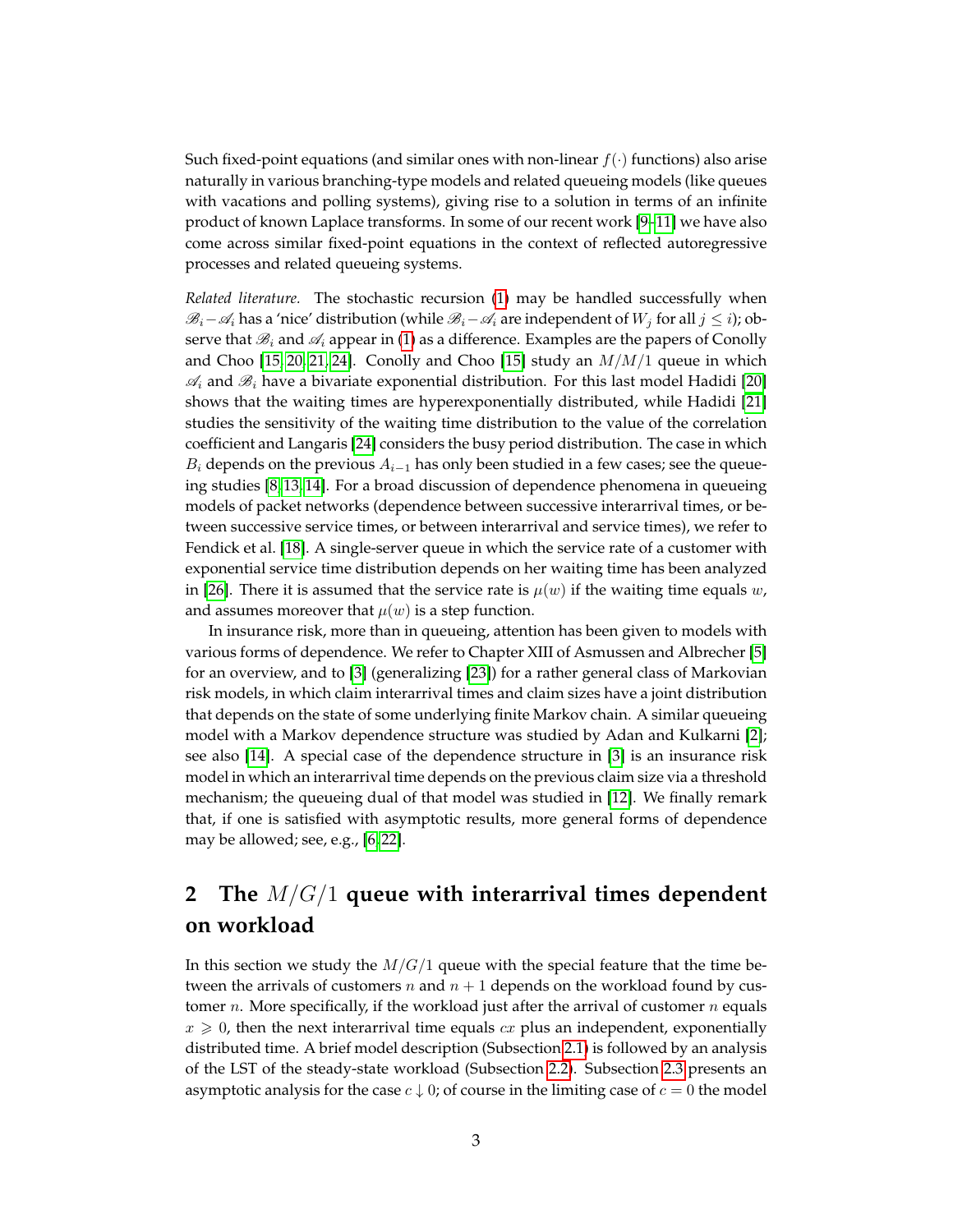Such fixed-point equations (and similar ones with non-linear $f(\cdot)$ functions) also arise naturally in various branching-type models and related queueing models (like queues with vacations and polling systems), giving rise to a solution in terms of an infinite product of known Laplace transforms. In some of our recent work [9–11] we have also come across similar fixed-point equations in the context of reflected autoregressive processes and related queueing systems.

*Related literature.* The stochastic recursion (1) may be handled successfully when $\mathscr{B}_i - \mathscr{A}_i$ has a 'nice' distribution (while $\mathscr{B}_i - \mathscr{A}_i$ are independent of $W_j$ for all $j \leq i$); observe that $\mathscr{B}_i$ and $\mathscr{A}_i$ appear in (1) as a difference. Examples are the papers of Conolly and Choo [15, 20, 21, 24]. Conolly and Choo [15] study an $M/M/1$ queue in which $\mathscr{A}_i$ and $\mathscr{B}_i$ have a bivariate exponential distribution. For this last model Hadidi [20] shows that the waiting times are hyperexponentially distributed, while Hadidi [21] studies the sensitivity of the waiting time distribution to the value of the correlation coefficient and Langaris [24] considers the busy period distribution. The case in which $B_i$ depends on the previous $A_{i-1}$ has only been studied in a few cases; see the queueing studies [8, 13, 14]. For a broad discussion of dependence phenomena in queueing models of packet networks (dependence between successive interarrival times, or between successive service times, or between interarrival and service times), we refer to Fendick et al. [18]. A single-server queue in which the service rate of a customer with exponential service time distribution depends on her waiting time has been analyzed in [26]. There it is assumed that the service rate is $\mu(w)$ if the waiting time equals $w$, and assumes moreover that $\mu(w)$ is a step function.

In insurance risk, more than in queueing, attention has been given to models with various forms of dependence. We refer to Chapter XIII of Asmussen and Albrecher [5] for an overview, and to [3] (generalizing [23]) for a rather general class of Markovian risk models, in which claim interarrival times and claim sizes have a joint distribution that depends on the state of some underlying finite Markov chain. A similar queueing model with a Markov dependence structure was studied by Adan and Kulkarni [2]; see also [14]. A special case of the dependence structure in [3] is an insurance risk model in which an interarrival time depends on the previous claim size via a threshold mechanism; the queueing dual of that model was studied in [12]. We finally remark that, if one is satisfied with asymptotic results, more general forms of dependence may be allowed; see, e.g., [6, 22].

## 2 The $M/G/1$ queue with interarrival times dependent on workload

In this section we study the $M/G/1$ queue with the special feature that the time between the arrivals of customers $n$ and $n+1$ depends on the workload found by customer $n$. More specifically, if the workload just after the arrival of customer $n$ equals $x \geqslant 0$, then the next interarrival time equals $cx$ plus an independent, exponentially distributed time. A brief model description (Subsection 2.1) is followed by an analysis of the LST of the steady-state workload (Subsection 2.2). Subsection 2.3 presents an asymptotic analysis for the case $c \downarrow 0$; of course in the limiting case of $c = 0$ the model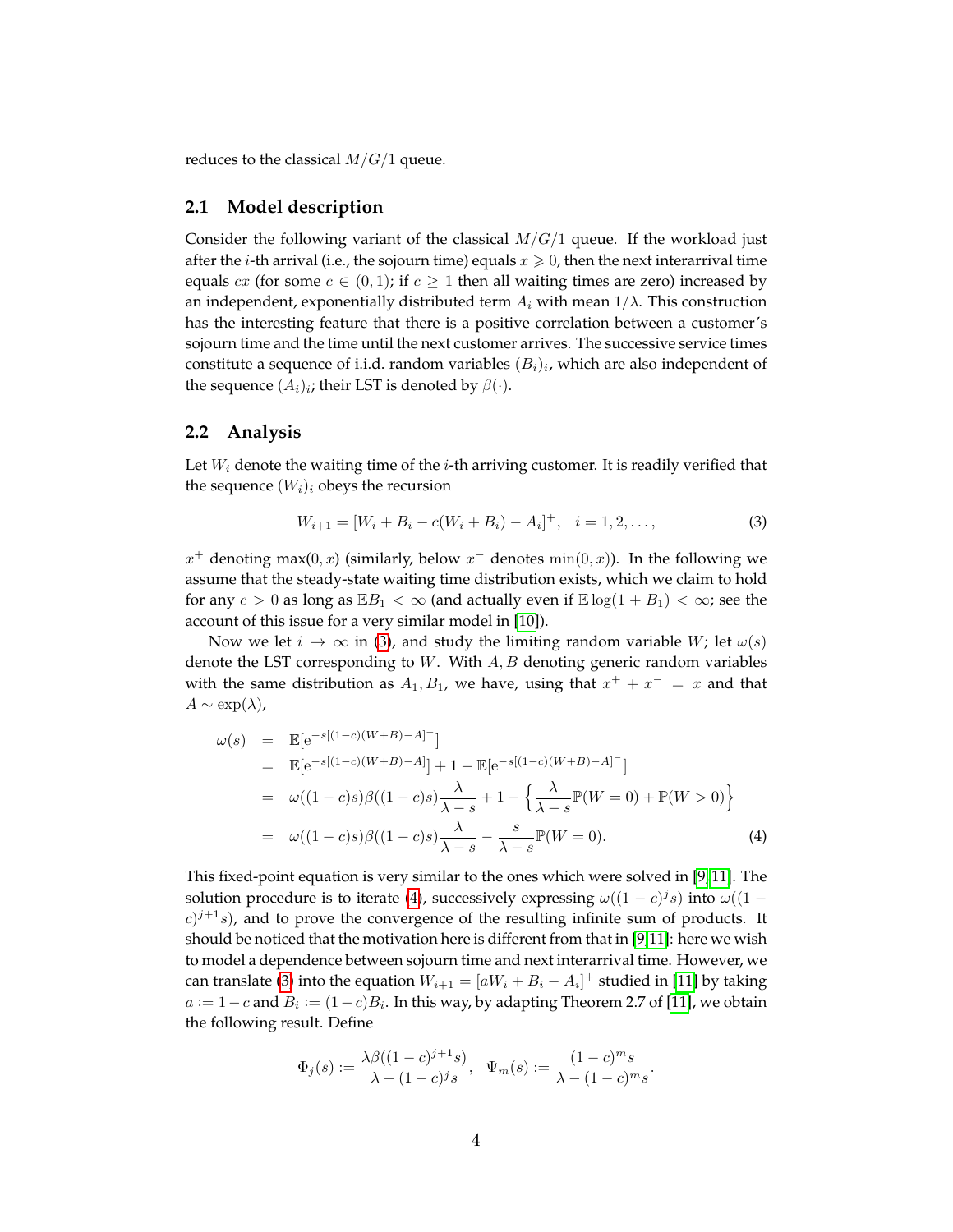reduces to the classical $M/G/1$ queue.

### 2.1 Model description

Consider the following variant of the classical $M/G/1$ queue. If the workload just after the $i$-th arrival (i.e., the sojourn time) equals $x \geqslant 0$, then the next interarrival time equals $cx$ (for some $c \in (0,1)$; if $c \geq 1$ then all waiting times are zero) increased by an independent, exponentially distributed term $A_i$ with mean $1/\lambda$. This construction has the interesting feature that there is a positive correlation between a customer's sojourn time and the time until the next customer arrives. The successive service times constitute a sequence of i.i.d. random variables $(B_i)_i$, which are also independent of the sequence $(A_i)_i$; their LST is denoted by $\beta(\cdot)$.

### 2.2 Analysis

Let $W_i$ denote the waiting time of the $i$-th arriving customer. It is readily verified that the sequence $(W_i)_i$ obeys the recursion

$$W_{i+1} = [W_i + B_i - c(W_i + B_i) - A_i]^+, \quad i = 1, 2, \dots, \tag{3}$$

$x^+$ denoting $\max(0, x)$ (similarly, below $x^-$ denotes $\min(0, x)$). In the following we assume that the steady-state waiting time distribution exists, which we claim to hold for any $c > 0$ as long as $\mathbb{E}B_1 < \infty$ (and actually even if $\mathbb{E}\log(1 + B_1) < \infty$; see the account of this issue for a very similar model in [10]).

Now we let $i \to \infty$ in (3), and study the limiting random variable $W$; let $\omega(s)$ denote the LST corresponding to $W$. With $A, B$ denoting generic random variables with the same distribution as $A_1, B_1$, we have, using that $x^+ + x^- = x$ and that $A \sim \exp(\lambda)$,

$$\begin{aligned}
\omega(s) &= \mathbb{E}[\mathrm{e}^{-s[(1-c)(W+B)-A]^+}] \\
&= \mathbb{E}[\mathrm{e}^{-s[(1-c)(W+B)-A]}] + 1 - \mathbb{E}[\mathrm{e}^{-s[(1-c)(W+B)-A]^-}] \\
&= \omega((1-c)s)\beta((1-c)s)\frac{\lambda}{\lambda - s} + 1 - \left\{\frac{\lambda}{\lambda - s}\mathbb{P}(W = 0) + \mathbb{P}(W > 0)\right\} \\
&= \omega((1-c)s)\beta((1-c)s)\frac{\lambda}{\lambda - s} - \frac{s}{\lambda - s}\mathbb{P}(W = 0).
\end{aligned} \tag{4}$$

This fixed-point equation is very similar to the ones which were solved in [9, 11]. The solution procedure is to iterate (4), successively expressing $\omega((1-c)^j s)$ into $\omega((1-c)^{j+1}s)$, and to prove the convergence of the resulting infinite sum of products. It should be noticed that the motivation here is different from that in [9,11]: here we wish to model a dependence between sojourn time and next interarrival time. However, we can translate (3) into the equation $W_{i+1} = [aW_i + B_i - A_i]^+$ studied in [11] by taking $a := 1 - c$ and $B_i := (1-c)B_i$. In this way, by adapting Theorem 2.7 of [11], we obtain the following result. Define

$$\Phi_j(s) := \frac{\lambda\beta((1-c)^{j+1}s)}{\lambda - (1-c)^j s}, \quad \Psi_m(s) := \frac{(1-c)^m s}{\lambda - (1-c)^m s}.$$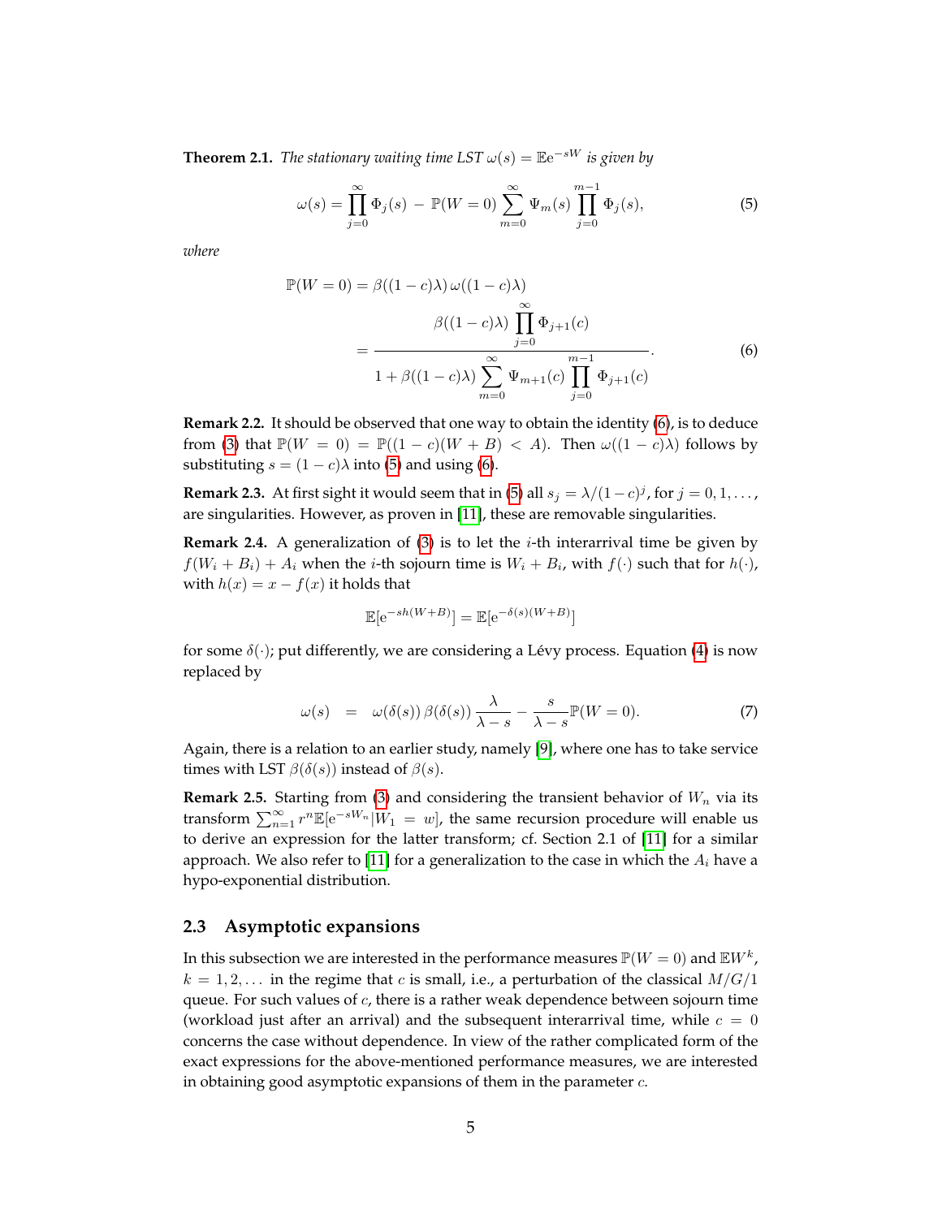**Theorem 2.1.** *The stationary waiting time LST $\omega(s) = \mathbb{E}e^{-sW}$ is given by*

$$\omega(s) = \prod_{j=0}^{\infty} \Phi_j(s) \; - \; \mathbb{P}(W=0) \sum_{m=0}^{\infty} \Psi_m(s) \prod_{j=0}^{m-1} \Phi_j(s), \tag{5}$$

*where*

$$\begin{aligned}\mathbb{P}(W=0) &= \beta((1-c)\lambda)\,\omega((1-c)\lambda) \\ &= \frac{\beta((1-c)\lambda) \displaystyle\prod_{j=0}^{\infty} \Phi_{j+1}(c)}{1 + \beta((1-c)\lambda) \displaystyle\sum_{m=0}^{\infty} \Psi_{m+1}(c) \prod_{j=0}^{m-1} \Phi_{j+1}(c)}.\end{aligned} \tag{6}$$

**Remark 2.2.** It should be observed that one way to obtain the identity (6), is to deduce from (3) that $\mathbb{P}(W=0) = \mathbb{P}((1-c)(W+B) < A)$. Then $\omega((1-c)\lambda)$ follows by substituting $s = (1-c)\lambda$ into (5) and using (6).

**Remark 2.3.** At first sight it would seem that in (5) all $s_j = \lambda/(1-c)^j$, for $j = 0, 1, \ldots$, are singularities. However, as proven in [11], these are removable singularities.

**Remark 2.4.** A generalization of (3) is to let the $i$-th interarrival time be given by $f(W_i + B_i) + A_i$ when the $i$-th sojourn time is $W_i + B_i$, with $f(\cdot)$ such that for $h(\cdot)$, with $h(x) = x - f(x)$ it holds that

$$\mathbb{E}[e^{-sh(W+B)}] = \mathbb{E}[e^{-\delta(s)(W+B)}]$$

for some $\delta(\cdot)$; put differently, we are considering a Lévy process. Equation (4) is now replaced by

$$\omega(s) \quad = \quad \omega(\delta(s))\,\beta(\delta(s))\,\frac{\lambda}{\lambda - s} - \frac{s}{\lambda - s}\mathbb{P}(W=0). \tag{7}$$

Again, there is a relation to an earlier study, namely [9], where one has to take service times with LST $\beta(\delta(s))$ instead of $\beta(s)$.

**Remark 2.5.** Starting from (3) and considering the transient behavior of $W_n$ via its transform $\sum_{n=1}^{\infty} r^n \mathbb{E}[e^{-sW_n} | W_1 = w]$, the same recursion procedure will enable us to derive an expression for the latter transform; cf. Section 2.1 of [11] for a similar approach. We also refer to [11] for a generalization to the case in which the $A_i$ have a hypo-exponential distribution.

### 2.3 Asymptotic expansions

In this subsection we are interested in the performance measures $\mathbb{P}(W=0)$ and $\mathbb{E}W^k$, $k = 1, 2, \ldots$ in the regime that $c$ is small, i.e., a perturbation of the classical $M/G/1$ queue. For such values of $c$, there is a rather weak dependence between sojourn time (workload just after an arrival) and the subsequent interarrival time, while $c = 0$ concerns the case without dependence. In view of the rather complicated form of the exact expressions for the above-mentioned performance measures, we are interested in obtaining good asymptotic expansions of them in the parameter $c$.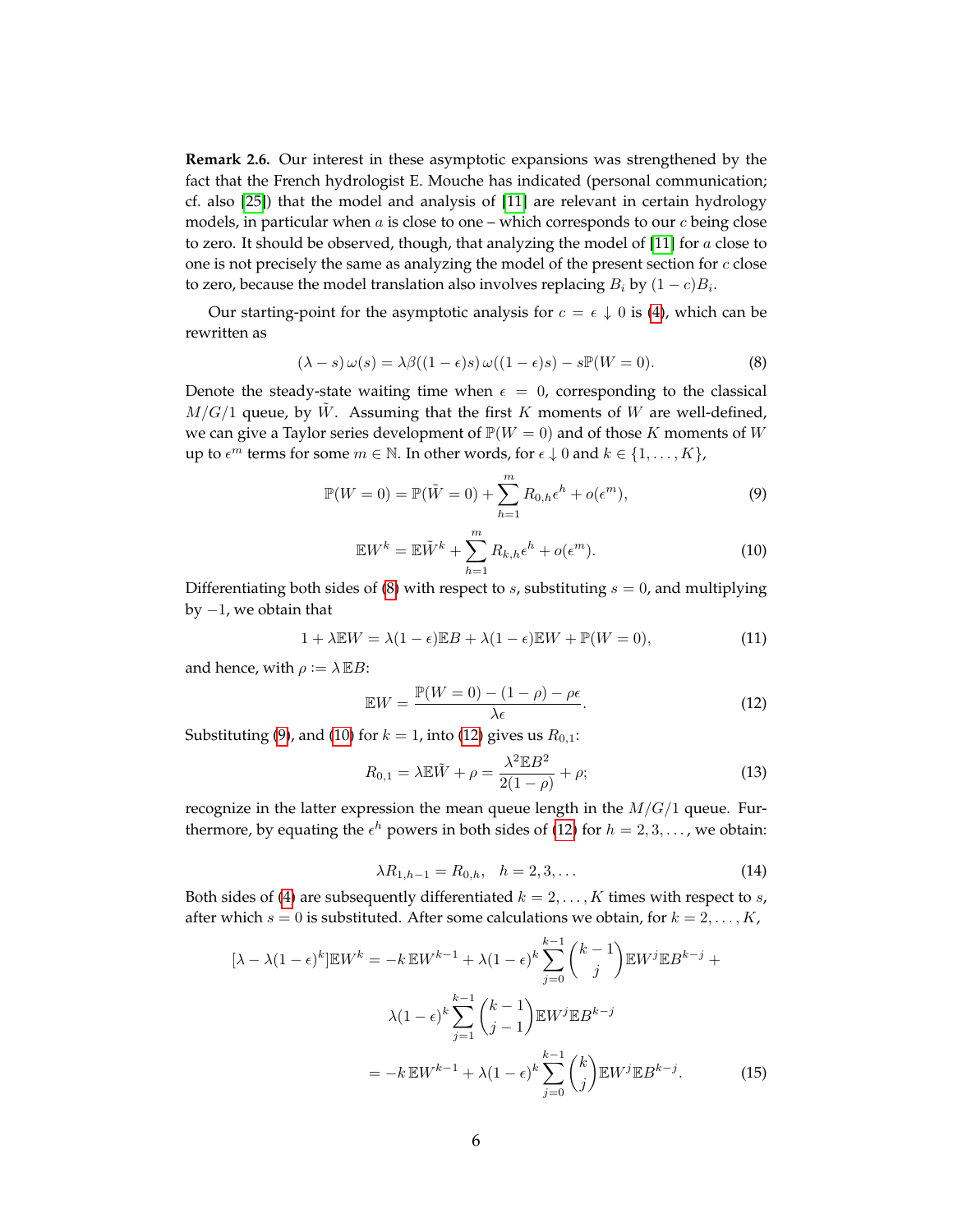**Remark 2.6.** Our interest in these asymptotic expansions was strengthened by the fact that the French hydrologist E. Mouche has indicated (personal communication; cf. also [25]) that the model and analysis of [11] are relevant in certain hydrology models, in particular when $a$ is close to one – which corresponds to our $c$ being close to zero. It should be observed, though, that analyzing the model of [11] for $a$ close to one is not precisely the same as analyzing the model of the present section for $c$ close to zero, because the model translation also involves replacing $B_i$ by $(1-c)B_i$.

Our starting-point for the asymptotic analysis for $c = \epsilon \downarrow 0$ is (4), which can be rewritten as

$$(\lambda - s)\,\omega(s) = \lambda\beta((1-\epsilon)s)\,\omega((1-\epsilon)s) - s\mathbb{P}(W=0). \tag{8}$$

Denote the steady-state waiting time when $\epsilon = 0$, corresponding to the classical $M/G/1$ queue, by $\tilde{W}$. Assuming that the first $K$ moments of $W$ are well-defined, we can give a Taylor series development of $\mathbb{P}(W=0)$ and of those $K$ moments of $W$ up to $\epsilon^m$ terms for some $m \in \mathbb{N}$. In other words, for $\epsilon \downarrow 0$ and $k \in \{1, \ldots, K\}$,

$$\mathbb{P}(W=0) = \mathbb{P}(\tilde{W}=0) + \sum_{h=1}^{m} R_{0,h}\epsilon^h + o(\epsilon^m), \tag{9}$$

$$\mathbb{E}W^k = \mathbb{E}\tilde{W}^k + \sum_{h=1}^{m} R_{k,h}\epsilon^h + o(\epsilon^m). \tag{10}$$

Differentiating both sides of (8) with respect to $s$, substituting $s = 0$, and multiplying by $-1$, we obtain that

$$1 + \lambda\mathbb{E}W = \lambda(1-\epsilon)\mathbb{E}B + \lambda(1-\epsilon)\mathbb{E}W + \mathbb{P}(W=0), \tag{11}$$

and hence, with $\rho := \lambda\,\mathbb{E}B$:

$$\mathbb{E}W = \frac{\mathbb{P}(W=0) - (1-\rho) - \rho\epsilon}{\lambda\epsilon}. \tag{12}$$

Substituting (9), and (10) for $k = 1$, into (12) gives us $R_{0,1}$:

$$R_{0,1} = \lambda\mathbb{E}\tilde{W} + \rho = \frac{\lambda^2\mathbb{E}B^2}{2(1-\rho)} + \rho; \tag{13}$$

recognize in the latter expression the mean queue length in the $M/G/1$ queue. Furthermore, by equating the $\epsilon^h$ powers in both sides of (12) for $h = 2, 3, \ldots$, we obtain:

$$\lambda R_{1,h-1} = R_{0,h}, \quad h = 2, 3, \ldots \tag{14}$$

Both sides of (4) are subsequently differentiated $k = 2, \ldots, K$ times with respect to $s$, after which $s = 0$ is substituted. After some calculations we obtain, for $k = 2, \ldots, K$,

$$\begin{aligned}
[\lambda - \lambda(1-\epsilon)^k]\mathbb{E}W^k &= -k\,\mathbb{E}W^{k-1} + \lambda(1-\epsilon)^k \sum_{j=0}^{k-1} \binom{k-1}{j} \mathbb{E}W^j\mathbb{E}B^{k-j} + \\
&\quad \lambda(1-\epsilon)^k \sum_{j=1}^{k-1} \binom{k-1}{j-1} \mathbb{E}W^j\mathbb{E}B^{k-j} \\
&= -k\,\mathbb{E}W^{k-1} + \lambda(1-\epsilon)^k \sum_{j=0}^{k-1} \binom{k}{j} \mathbb{E}W^j\mathbb{E}B^{k-j}.
\end{aligned} \tag{15}$$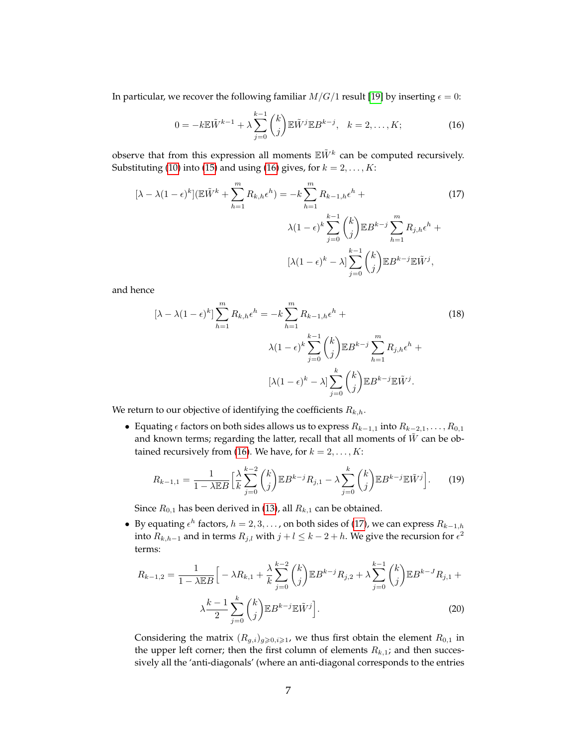In particular, we recover the following familiar $M/G/1$ result [19] by inserting $\epsilon = 0$:

$$0 = -k\mathbb{E}\tilde{W}^{k-1} + \lambda \sum_{j=0}^{k-1} \binom{k}{j} \mathbb{E}\tilde{W}^j \mathbb{E}B^{k-j}, \quad k = 2, \dots, K; \tag{16}$$

observe that from this expression all moments $\mathbb{E}\tilde{W}^k$ can be computed recursively. Substituting (10) into (15) and using (16) gives, for $k = 2, \dots, K$:

$$\begin{aligned}[\lambda - \lambda(1-\epsilon)^k](\mathbb{E}\tilde{W}^k + \sum_{h=1}^{m} R_{k,h}\epsilon^h) = -k \sum_{h=1}^{m} R_{k-1,h}\epsilon^h &+ \\ \lambda(1-\epsilon)^k \sum_{j=0}^{k-1} \binom{k}{j} \mathbb{E}B^{k-j} \sum_{h=1}^{m} R_{j,h}\epsilon^h &+ \\ [\lambda(1-\epsilon)^k - \lambda] \sum_{j=0}^{k-1} \binom{k}{j} \mathbb{E}B^{k-j}\mathbb{E}\tilde{W}^j&,\end{aligned} \tag{17}$$

and hence

$$\begin{aligned}[\lambda - \lambda(1-\epsilon)^k] \sum_{h=1}^{m} R_{k,h}\epsilon^h = -k \sum_{h=1}^{m} R_{k-1,h}\epsilon^h &+ \\ \lambda(1-\epsilon)^k \sum_{j=0}^{k-1} \binom{k}{j} \mathbb{E}B^{k-j} \sum_{h=1}^{m} R_{j,h}\epsilon^h &+ \\ [\lambda(1-\epsilon)^k - \lambda] \sum_{j=0}^{k} \binom{k}{j} \mathbb{E}B^{k-j}\mathbb{E}\tilde{W}^j&.\end{aligned} \tag{18}$$

We return to our objective of identifying the coefficients $R_{k,h}$.

- Equating $\epsilon$ factors on both sides allows us to express $R_{k-1,1}$ into $R_{k-2,1}, \dots, R_{0,1}$ and known terms; regarding the latter, recall that all moments of $\tilde{W}$ can be obtained recursively from (16). We have, for $k = 2, \dots, K$:

$$R_{k-1,1} = \frac{1}{1 - \lambda\mathbb{E}B} \Big[ \frac{\lambda}{k} \sum_{j=0}^{k-2} \binom{k}{j} \mathbb{E}B^{k-j} R_{j,1} - \lambda \sum_{j=0}^{k} \binom{k}{j} \mathbb{E}B^{k-j}\mathbb{E}\tilde{W}^j \Big]. \tag{19}$$

  Since $R_{0,1}$ has been derived in (13), all $R_{k,1}$ can be obtained.

- By equating $\epsilon^h$ factors, $h = 2, 3, \dots$, on both sides of (17), we can express $R_{k-1,h}$ into $R_{k,h-1}$ and in terms $R_{j,l}$ with $j + l \leq k - 2 + h$. We give the recursion for $\epsilon^2$ terms:

$$\begin{aligned}R_{k-1,2} = \frac{1}{1 - \lambda\mathbb{E}B} \Big[ -\lambda R_{k,1} + \frac{\lambda}{k} \sum_{j=0}^{k-2} \binom{k}{j} \mathbb{E}B^{k-j} R_{j,2} + \lambda \sum_{j=0}^{k-1} \binom{k}{j} \mathbb{E}B^{k-J} R_{j,1} &+ \\ \lambda \frac{k-1}{2} \sum_{j=0}^{k} \binom{k}{j} \mathbb{E}B^{k-j}\mathbb{E}\tilde{W}^j \Big]&.\end{aligned} \tag{20}$$

  Considering the matrix $(R_{g,i})_{g \geqslant 0, i \geqslant 1}$, we thus first obtain the element $R_{0,1}$ in the upper left corner; then the first column of elements $R_{k,1}$; and then successively all the 'anti-diagonals' (where an anti-diagonal corresponds to the entries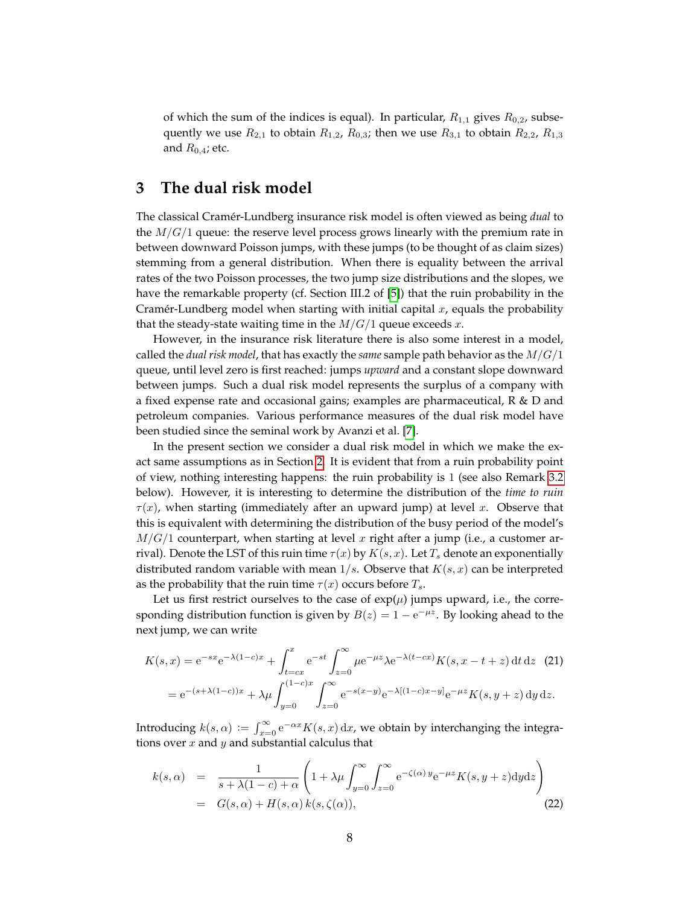of which the sum of the indices is equal). In particular, $R_{1,1}$ gives $R_{0,2}$, subsequently we use $R_{2,1}$ to obtain $R_{1,2}$, $R_{0,3}$; then we use $R_{3,1}$ to obtain $R_{2,2}$, $R_{1,3}$ and $R_{0,4}$; etc.

## 3 The dual risk model

The classical Cramér-Lundberg insurance risk model is often viewed as being *dual* to the $M/G/1$ queue: the reserve level process grows linearly with the premium rate in between downward Poisson jumps, with these jumps (to be thought of as claim sizes) stemming from a general distribution. When there is equality between the arrival rates of the two Poisson processes, the two jump size distributions and the slopes, we have the remarkable property (cf. Section III.2 of [5]) that the ruin probability in the Cramér-Lundberg model when starting with initial capital $x$, equals the probability that the steady-state waiting time in the $M/G/1$ queue exceeds $x$.

However, in the insurance risk literature there is also some interest in a model, called the *dual risk model*, that has exactly the *same* sample path behavior as the $M/G/1$ queue, until level zero is first reached: jumps *upward* and a constant slope downward between jumps. Such a dual risk model represents the surplus of a company with a fixed expense rate and occasional gains; examples are pharmaceutical, R & D and petroleum companies. Various performance measures of the dual risk model have been studied since the seminal work by Avanzi et al. [7].

In the present section we consider a dual risk model in which we make the exact same assumptions as in Section 2. It is evident that from a ruin probability point of view, nothing interesting happens: the ruin probability is 1 (see also Remark 3.2 below). However, it is interesting to determine the distribution of the *time to ruin* $\tau(x)$, when starting (immediately after an upward jump) at level $x$. Observe that this is equivalent with determining the distribution of the busy period of the model's $M/G/1$ counterpart, when starting at level $x$ right after a jump (i.e., a customer arrival). Denote the LST of this ruin time $\tau(x)$ by $K(s,x)$. Let $T_s$ denote an exponentially distributed random variable with mean $1/s$. Observe that $K(s,x)$ can be interpreted as the probability that the ruin time $\tau(x)$ occurs before $T_s$.

Let us first restrict ourselves to the case of $\exp(\mu)$ jumps upward, i.e., the corresponding distribution function is given by $B(z) = 1 - \mathrm{e}^{-\mu z}$. By looking ahead to the next jump, we can write

$$
\begin{aligned}
K(s,x) &= \mathrm{e}^{-sx}\mathrm{e}^{-\lambda(1-c)x} + \int_{t=cx}^{x} \mathrm{e}^{-st} \int_{z=0}^{\infty} \mu \mathrm{e}^{-\mu z} \lambda \mathrm{e}^{-\lambda(t-cx)} K(s, x-t+z)\,\mathrm{d}t\,\mathrm{d}z \qquad (21)\\
&= \mathrm{e}^{-(s+\lambda(1-c))x} + \lambda\mu \int_{y=0}^{(1-c)x} \int_{z=0}^{\infty} \mathrm{e}^{-s(x-y)} \mathrm{e}^{-\lambda[(1-c)x-y]} \mathrm{e}^{-\mu z} K(s, y+z)\,\mathrm{d}y\,\mathrm{d}z.
\end{aligned}
$$

Introducing $k(s,\alpha) := \int_{x=0}^{\infty} \mathrm{e}^{-\alpha x} K(s,x)\,\mathrm{d}x$, we obtain by interchanging the integrations over $x$ and $y$ and substantial calculus that

$$
\begin{aligned}
k(s,\alpha) &= \frac{1}{s+\lambda(1-c)+\alpha}\left(1 + \lambda\mu \int_{y=0}^{\infty}\int_{z=0}^{\infty} \mathrm{e}^{-\zeta(\alpha)\,y} \mathrm{e}^{-\mu z} K(s, y+z)\mathrm{d}y\mathrm{d}z\right)\\
&= G(s,\alpha) + H(s,\alpha)\,k(s,\zeta(\alpha)), \qquad (22)
\end{aligned}
$$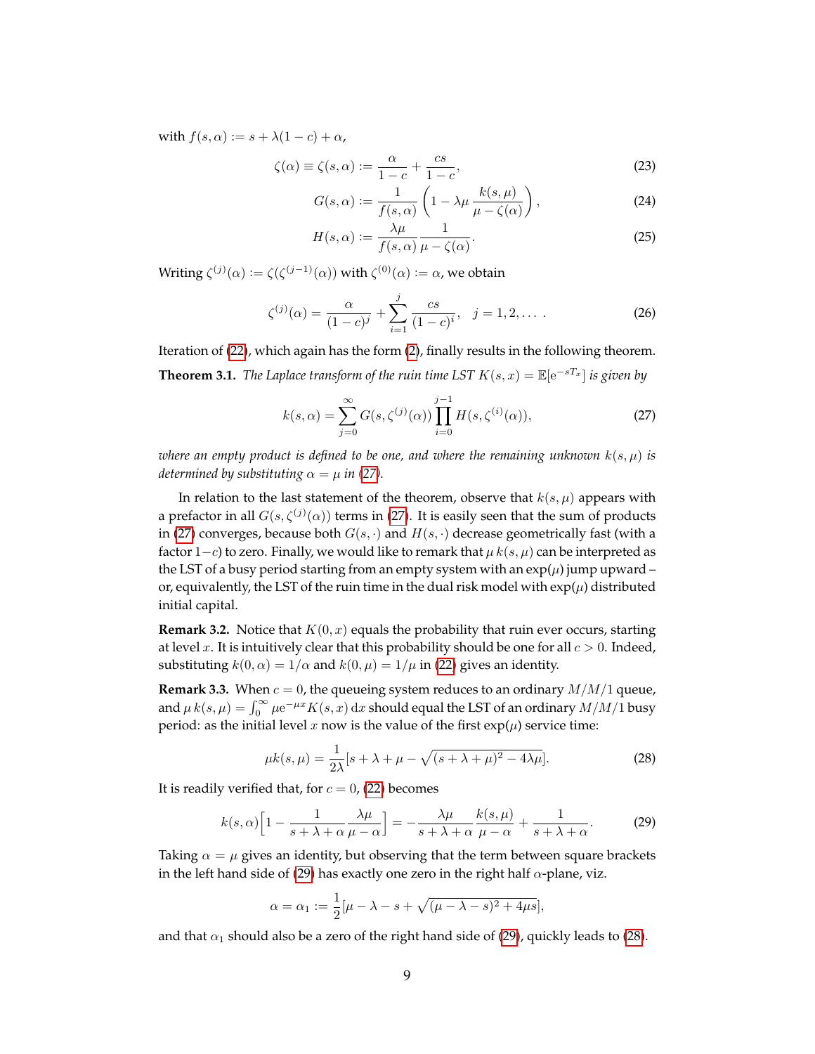with $f(s,\alpha) := s + \lambda(1-c) + \alpha$,

$$\zeta(\alpha) \equiv \zeta(s,\alpha) := \frac{\alpha}{1-c} + \frac{cs}{1-c}, \tag{23}$$

$$G(s,\alpha) := \frac{1}{f(s,\alpha)}\left(1 - \lambda\mu\frac{k(s,\mu)}{\mu - \zeta(\alpha)}\right), \tag{24}$$

$$H(s,\alpha) := \frac{\lambda\mu}{f(s,\alpha)}\frac{1}{\mu - \zeta(\alpha)}. \tag{25}$$

Writing $\zeta^{(j)}(\alpha) := \zeta(\zeta^{(j-1)}(\alpha))$ with $\zeta^{(0)}(\alpha) := \alpha$, we obtain

$$\zeta^{(j)}(\alpha) = \frac{\alpha}{(1-c)^j} + \sum_{i=1}^{j}\frac{cs}{(1-c)^i}, \quad j = 1, 2, \ldots . \tag{26}$$

Iteration of (22), which again has the form (2), finally results in the following theorem.

**Theorem 3.1.** *The Laplace transform of the ruin time LST* $K(s,x) = \mathbb{E}[\mathrm{e}^{-sT_x}]$ *is given by*

$$k(s,\alpha) = \sum_{j=0}^{\infty} G(s,\zeta^{(j)}(\alpha)) \prod_{i=0}^{j-1} H(s,\zeta^{(i)}(\alpha)), \tag{27}$$

*where an empty product is defined to be one, and where the remaining unknown* $k(s,\mu)$ *is determined by substituting* $\alpha = \mu$ *in (27).*

In relation to the last statement of the theorem, observe that $k(s,\mu)$ appears with a prefactor in all $G(s,\zeta^{(j)}(\alpha))$ terms in (27). It is easily seen that the sum of products in (27) converges, because both $G(s,\cdot)$ and $H(s,\cdot)$ decrease geometrically fast (with a factor $1-c$) to zero. Finally, we would like to remark that $\mu\, k(s,\mu)$ can be interpreted as the LST of a busy period starting from an empty system with an exp($\mu$) jump upward – or, equivalently, the LST of the ruin time in the dual risk model with exp($\mu$) distributed initial capital.

**Remark 3.2.** Notice that $K(0,x)$ equals the probability that ruin ever occurs, starting at level $x$. It is intuitively clear that this probability should be one for all $c > 0$. Indeed, substituting $k(0,\alpha) = 1/\alpha$ and $k(0,\mu) = 1/\mu$ in (22) gives an identity.

**Remark 3.3.** When $c = 0$, the queueing system reduces to an ordinary $M/M/1$ queue, and $\mu\, k(s,\mu) = \int_0^\infty \mu \mathrm{e}^{-\mu x} K(s,x)\,\mathrm{d}x$ should equal the LST of an ordinary $M/M/1$ busy period: as the initial level $x$ now is the value of the first exp($\mu$) service time:

$$\mu k(s,\mu) = \frac{1}{2\lambda}[s + \lambda + \mu - \sqrt{(s+\lambda+\mu)^2 - 4\lambda\mu}]. \tag{28}$$

It is readily verified that, for $c = 0$, (22) becomes

$$k(s,\alpha)\Big[1 - \frac{1}{s+\lambda+\alpha}\frac{\lambda\mu}{\mu-\alpha}\Big] = -\frac{\lambda\mu}{s+\lambda+\alpha}\frac{k(s,\mu)}{\mu-\alpha} + \frac{1}{s+\lambda+\alpha}. \tag{29}$$

Taking $\alpha = \mu$ gives an identity, but observing that the term between square brackets in the left hand side of (29) has exactly one zero in the right half $\alpha$-plane, viz.

$$\alpha = \alpha_1 := \frac{1}{2}[\mu - \lambda - s + \sqrt{(\mu-\lambda-s)^2 + 4\mu s}],$$

and that $\alpha_1$ should also be a zero of the right hand side of (29), quickly leads to (28).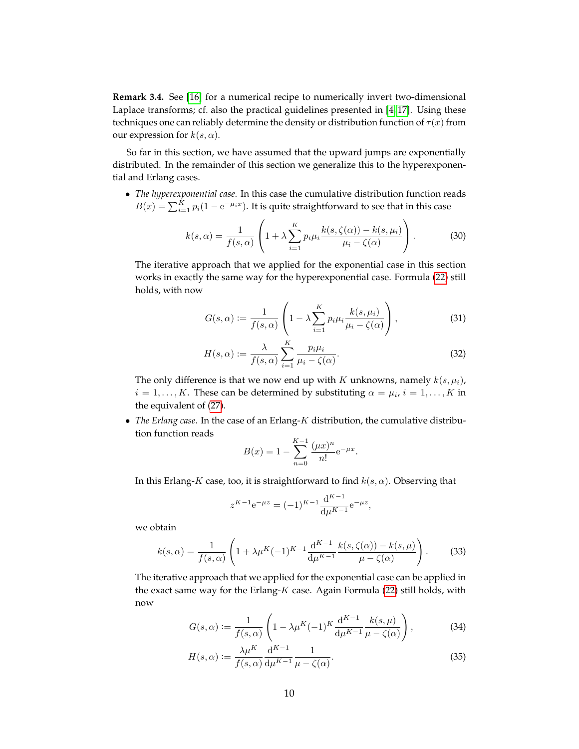**Remark 3.4.** See [16] for a numerical recipe to numerically invert two-dimensional Laplace transforms; cf. also the practical guidelines presented in [4, 17]. Using these techniques one can reliably determine the density or distribution function of $\tau(x)$ from our expression for $k(s, \alpha)$.

So far in this section, we have assumed that the upward jumps are exponentially distributed. In the remainder of this section we generalize this to the hyperexponential and Erlang cases.

- *The hyperexponential case*. In this case the cumulative distribution function reads $B(x) = \sum_{i=1}^{K} p_i(1 - \mathrm{e}^{-\mu_i x})$. It is quite straightforward to see that in this case

$$k(s,\alpha) = \frac{1}{f(s,\alpha)} \left(1 + \lambda \sum_{i=1}^{K} p_i \mu_i \frac{k(s,\zeta(\alpha)) - k(s,\mu_i)}{\mu_i - \zeta(\alpha)}\right). \tag{30}$$

  The iterative approach that we applied for the exponential case in this section works in exactly the same way for the hyperexponential case. Formula (22) still holds, with now

$$G(s,\alpha) := \frac{1}{f(s,\alpha)} \left(1 - \lambda \sum_{i=1}^{K} p_i \mu_i \frac{k(s,\mu_i)}{\mu_i - \zeta(\alpha)}\right), \tag{31}$$

$$H(s,\alpha) := \frac{\lambda}{f(s,\alpha)} \sum_{i=1}^{K} \frac{p_i \mu_i}{\mu_i - \zeta(\alpha)}. \tag{32}$$

  The only difference is that we now end up with $K$ unknowns, namely $k(s, \mu_i)$, $i = 1, \ldots, K$. These can be determined by substituting $\alpha = \mu_i$, $i = 1, \ldots, K$ in the equivalent of (27).

- *The Erlang case*. In the case of an Erlang-$K$ distribution, the cumulative distribution function reads

$$B(x) = 1 - \sum_{n=0}^{K-1} \frac{(\mu x)^n}{n!} \mathrm{e}^{-\mu x}.$$

  In this Erlang-$K$ case, too, it is straightforward to find $k(s, \alpha)$. Observing that

$$z^{K-1} \mathrm{e}^{-\mu z} = (-1)^{K-1} \frac{\mathrm{d}^{K-1}}{\mathrm{d}\mu^{K-1}} \mathrm{e}^{-\mu z},$$

  we obtain

$$k(s,\alpha) = \frac{1}{f(s,\alpha)} \left(1 + \lambda \mu^K (-1)^{K-1} \frac{\mathrm{d}^{K-1}}{\mathrm{d}\mu^{K-1}} \frac{k(s,\zeta(\alpha)) - k(s,\mu)}{\mu - \zeta(\alpha)}\right). \tag{33}$$

  The iterative approach that we applied for the exponential case can be applied in the exact same way for the Erlang-$K$ case. Again Formula (22) still holds, with now

$$G(s,\alpha) := \frac{1}{f(s,\alpha)} \left(1 - \lambda \mu^K (-1)^K \frac{\mathrm{d}^{K-1}}{\mathrm{d}\mu^{K-1}} \frac{k(s,\mu)}{\mu - \zeta(\alpha)}\right), \tag{34}$$

$$H(s,\alpha) := \frac{\lambda \mu^K}{f(s,\alpha)} \frac{\mathrm{d}^{K-1}}{\mathrm{d}\mu^{K-1}} \frac{1}{\mu - \zeta(\alpha)}. \tag{35}$$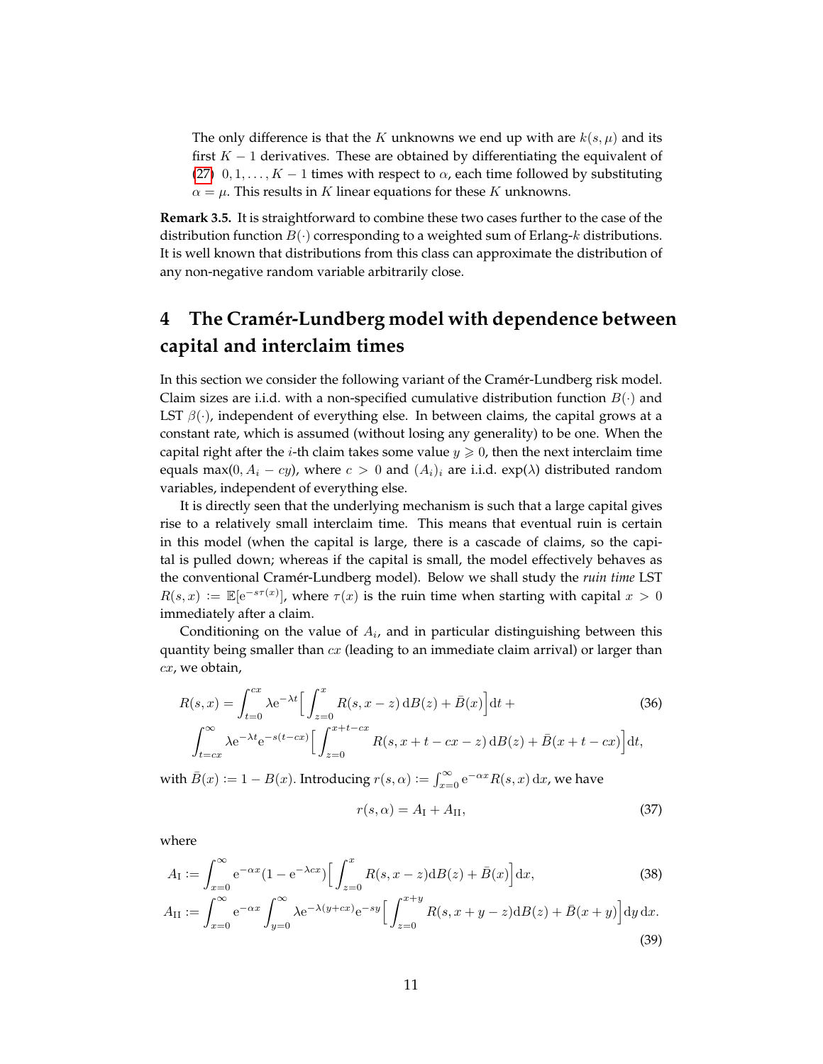The only difference is that the $K$ unknowns we end up with are $k(s,\mu)$ and its first $K-1$ derivatives. These are obtained by differentiating the equivalent of (27) $0,1,\ldots,K-1$ times with respect to $\alpha$, each time followed by substituting $\alpha=\mu$. This results in $K$ linear equations for these $K$ unknowns.

**Remark 3.5.** It is straightforward to combine these two cases further to the case of the distribution function $B(\cdot)$ corresponding to a weighted sum of Erlang-$k$ distributions. It is well known that distributions from this class can approximate the distribution of any non-negative random variable arbitrarily close.

# 4 The Cramér-Lundberg model with dependence between capital and interclaim times

In this section we consider the following variant of the Cramér-Lundberg risk model. Claim sizes are i.i.d. with a non-specified cumulative distribution function $B(\cdot)$ and LST $\beta(\cdot)$, independent of everything else. In between claims, the capital grows at a constant rate, which is assumed (without losing any generality) to be one. When the capital right after the $i$-th claim takes some value $y\geqslant 0$, then the next interclaim time equals $\max(0,A_i-cy)$, where $c>0$ and $(A_i)_i$ are i.i.d. $\exp(\lambda)$ distributed random variables, independent of everything else.

It is directly seen that the underlying mechanism is such that a large capital gives rise to a relatively small interclaim time. This means that eventual ruin is certain in this model (when the capital is large, there is a cascade of claims, so the capital is pulled down; whereas if the capital is small, the model effectively behaves as the conventional Cramér-Lundberg model). Below we shall study the *ruin time* LST $R(s,x):=\mathbb{E}[\mathrm{e}^{-s\tau(x)}]$, where $\tau(x)$ is the ruin time when starting with capital $x>0$ immediately after a claim.

Conditioning on the value of $A_i$, and in particular distinguishing between this quantity being smaller than $cx$ (leading to an immediate claim arrival) or larger than $cx$, we obtain,

$$
\begin{aligned}
R(s,x) = &\int_{t=0}^{cx} \lambda \mathrm{e}^{-\lambda t}\Big[\int_{z=0}^{x} R(s,x-z)\,\mathrm{d}B(z)+\bar{B}(x)\Big]\mathrm{d}t\,+ \\
&\int_{t=cx}^{\infty} \lambda \mathrm{e}^{-\lambda t}\mathrm{e}^{-s(t-cx)}\Big[\int_{z=0}^{x+t-cx} R(s,x+t-cx-z)\,\mathrm{d}B(z)+\bar{B}(x+t-cx)\Big]\mathrm{d}t,
\end{aligned}
\tag{36}
$$

with $\bar{B}(x):=1-B(x)$. Introducing $r(s,\alpha):=\int_{x=0}^{\infty}\mathrm{e}^{-\alpha x}R(s,x)\,\mathrm{d}x$, we have

$$
r(s,\alpha)=A_{\mathrm{I}}+A_{\mathrm{II}},
\tag{37}
$$

where

$$
A_{\mathrm{I}} := \int_{x=0}^{\infty} \mathrm{e}^{-\alpha x}(1-\mathrm{e}^{-\lambda c x})\Big[\int_{z=0}^{x} R(s,x-z)\mathrm{d}B(z)+\bar{B}(x)\Big]\mathrm{d}x,
\tag{38}
$$

$$
A_{\mathrm{II}} := \int_{x=0}^{\infty} \mathrm{e}^{-\alpha x}\int_{y=0}^{\infty} \lambda \mathrm{e}^{-\lambda(y+cx)}\mathrm{e}^{-sy}\Big[\int_{z=0}^{x+y} R(s,x+y-z)\mathrm{d}B(z)+\bar{B}(x+y)\Big]\mathrm{d}y\,\mathrm{d}x.
\tag{39}
$$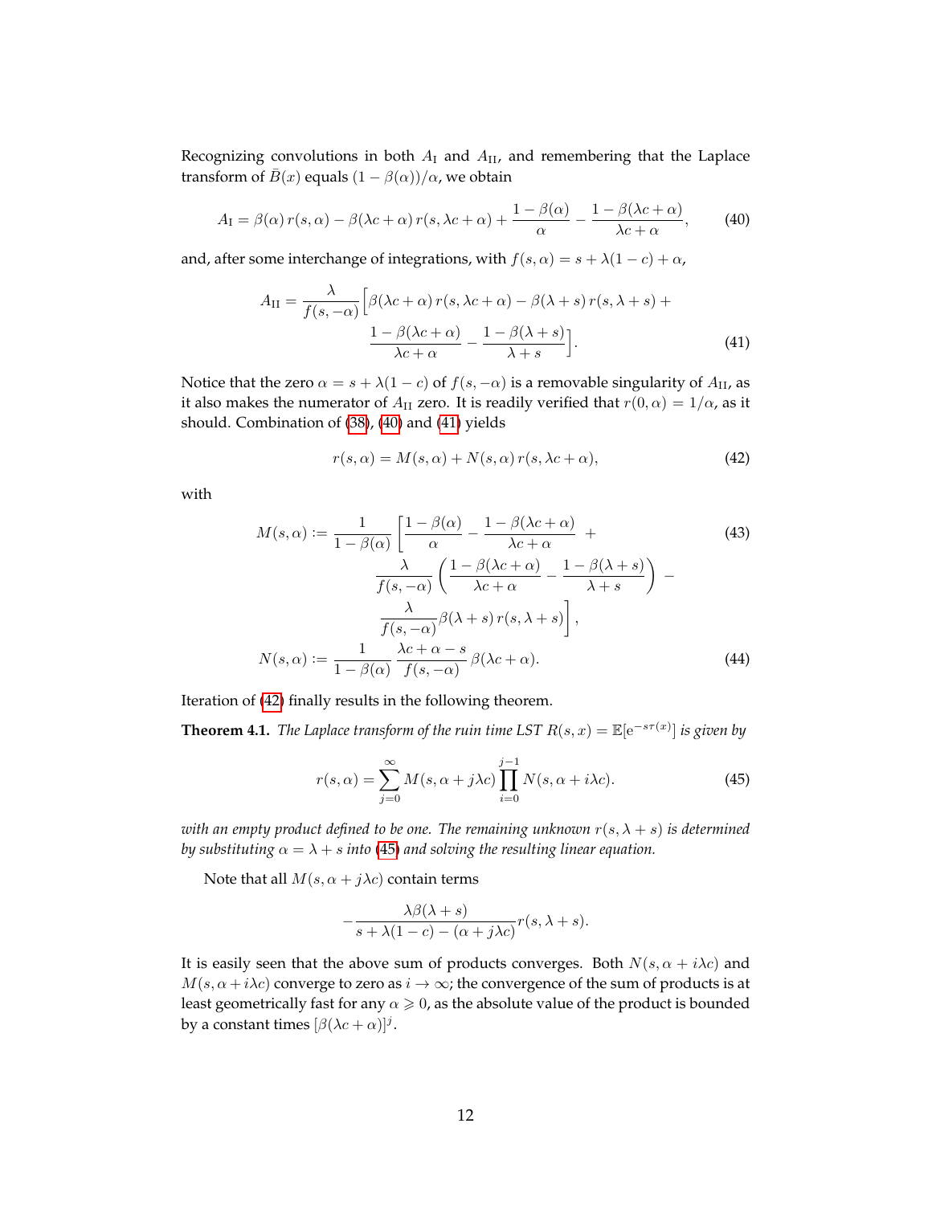Recognizing convolutions in both $A_{\rm I}$ and $A_{\rm II}$, and remembering that the Laplace transform of $\bar{B}(x)$ equals $(1-\beta(\alpha))/\alpha$, we obtain

$$A_{\rm I} = \beta(\alpha)\, r(s,\alpha) - \beta(\lambda c+\alpha)\, r(s,\lambda c+\alpha) + \frac{1-\beta(\alpha)}{\alpha} - \frac{1-\beta(\lambda c+\alpha)}{\lambda c+\alpha}, \tag{40}$$

and, after some interchange of integrations, with $f(s,\alpha) = s+\lambda(1-c)+\alpha$,

$$\begin{aligned} A_{\rm II} = \frac{\lambda}{f(s,-\alpha)}\Big[&\beta(\lambda c+\alpha)\, r(s,\lambda c+\alpha) - \beta(\lambda+s)\, r(s,\lambda+s) + \\ &\frac{1-\beta(\lambda c+\alpha)}{\lambda c+\alpha} - \frac{1-\beta(\lambda+s)}{\lambda+s}\Big]. \end{aligned} \tag{41}$$

Notice that the zero $\alpha = s+\lambda(1-c)$ of $f(s,-\alpha)$ is a removable singularity of $A_{\rm II}$, as it also makes the numerator of $A_{\rm II}$ zero. It is readily verified that $r(0,\alpha) = 1/\alpha$, as it should. Combination of (38), (40) and (41) yields

$$r(s,\alpha) = M(s,\alpha) + N(s,\alpha)\, r(s,\lambda c+\alpha), \tag{42}$$

with

$$\begin{aligned} M(s,\alpha) := \frac{1}{1-\beta(\alpha)}\Bigg[&\frac{1-\beta(\alpha)}{\alpha} - \frac{1-\beta(\lambda c+\alpha)}{\lambda c+\alpha} \;+ \\ &\frac{\lambda}{f(s,-\alpha)}\left(\frac{1-\beta(\lambda c+\alpha)}{\lambda c+\alpha} - \frac{1-\beta(\lambda+s)}{\lambda+s}\right) - \\ &\frac{\lambda}{f(s,-\alpha)}\beta(\lambda+s)\, r(s,\lambda+s)\Bigg], \end{aligned} \tag{43}$$

$$N(s,\alpha) := \frac{1}{1-\beta(\alpha)}\,\frac{\lambda c+\alpha-s}{f(s,-\alpha)}\,\beta(\lambda c+\alpha). \tag{44}$$

Iteration of (42) finally results in the following theorem.

**Theorem 4.1.** *The Laplace transform of the ruin time LST $R(s,x) = \mathbb{E}[\mathrm{e}^{-s\tau(x)}]$ is given by*

$$r(s,\alpha) = \sum_{j=0}^{\infty} M(s,\alpha+j\lambda c)\prod_{i=0}^{j-1} N(s,\alpha+i\lambda c). \tag{45}$$

*with an empty product defined to be one. The remaining unknown $r(s,\lambda+s)$ is determined by substituting $\alpha = \lambda+s$ into (45) and solving the resulting linear equation.*

Note that all $M(s,\alpha+j\lambda c)$ contain terms

$$-\frac{\lambda\beta(\lambda+s)}{s+\lambda(1-c)-(\alpha+j\lambda c)}\, r(s,\lambda+s).$$

It is easily seen that the above sum of products converges. Both $N(s,\alpha+i\lambda c)$ and $M(s,\alpha+i\lambda c)$ converge to zero as $i\to\infty$; the convergence of the sum of products is at least geometrically fast for any $\alpha \geqslant 0$, as the absolute value of the product is bounded by a constant times $[\beta(\lambda c+\alpha)]^j$.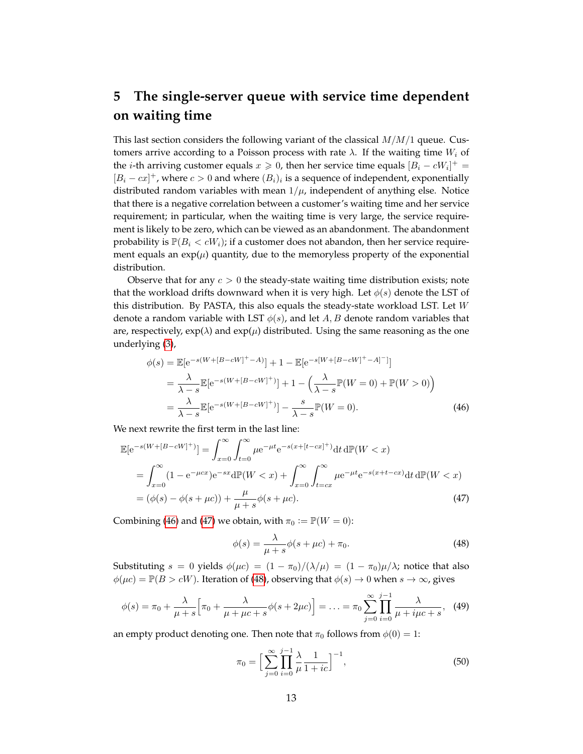## 5 The single-server queue with service time dependent on waiting time

This last section considers the following variant of the classical $M/M/1$ queue. Customers arrive according to a Poisson process with rate $\lambda$. If the waiting time $W_i$ of the $i$-th arriving customer equals $x \geqslant 0$, then her service time equals $[B_i - cW_i]^+ = [B_i - cx]^+$, where $c > 0$ and where $(B_i)_i$ is a sequence of independent, exponentially distributed random variables with mean $1/\mu$, independent of anything else. Notice that there is a negative correlation between a customer's waiting time and her service requirement; in particular, when the waiting time is very large, the service requirement is likely to be zero, which can be viewed as an abandonment. The abandonment probability is $\mathbb{P}(B_i < cW_i)$; if a customer does not abandon, then her service requirement equals an $\exp(\mu)$ quantity, due to the memoryless property of the exponential distribution.

Observe that for any $c > 0$ the steady-state waiting time distribution exists; note that the workload drifts downward when it is very high. Let $\phi(s)$ denote the LST of this distribution. By PASTA, this also equals the steady-state workload LST. Let $W$ denote a random variable with LST $\phi(s)$, and let $A, B$ denote random variables that are, respectively, $\exp(\lambda)$ and $\exp(\mu)$ distributed. Using the same reasoning as the one underlying (3),

$$
\begin{aligned}
\phi(s) &= \mathbb{E}[\mathrm{e}^{-s(W+[B-cW]^+-A)}] + 1 - \mathbb{E}[\mathrm{e}^{-s[W+[B-cW]^+-A]^-}] \\
&= \frac{\lambda}{\lambda - s}\mathbb{E}[\mathrm{e}^{-s(W+[B-cW]^+)}] + 1 - \Big(\frac{\lambda}{\lambda - s}\mathbb{P}(W=0) + \mathbb{P}(W>0)\Big) \\
&= \frac{\lambda}{\lambda - s}\mathbb{E}[\mathrm{e}^{-s(W+[B-cW]^+)}] - \frac{s}{\lambda - s}\mathbb{P}(W=0).
\end{aligned}
\tag{46}
$$

We next rewrite the first term in the last line:

$$
\begin{aligned}
\mathbb{E}[\mathrm{e}^{-s(W+[B-cW]^+)}] &= \int_{x=0}^{\infty}\int_{t=0}^{\infty} \mu\mathrm{e}^{-\mu t}\mathrm{e}^{-s(x+[t-cx]^+)}\mathrm{d}t\,\mathrm{d}\mathbb{P}(W<x) \\
&= \int_{x=0}^{\infty}(1-\mathrm{e}^{-\mu cx})\mathrm{e}^{-sx}\mathrm{d}\mathbb{P}(W<x) + \int_{x=0}^{\infty}\int_{t=cx}^{\infty}\mu\mathrm{e}^{-\mu t}\mathrm{e}^{-s(x+t-cx)}\mathrm{d}t\,\mathrm{d}\mathbb{P}(W<x) \\
&= (\phi(s) - \phi(s+\mu c)) + \frac{\mu}{\mu + s}\phi(s+\mu c).
\end{aligned}
\tag{47}
$$

Combining (46) and (47) we obtain, with $\pi_0 := \mathbb{P}(W=0)$:

$$
\phi(s) = \frac{\lambda}{\mu + s}\phi(s+\mu c) + \pi_0. \tag{48}
$$

Substituting $s = 0$ yields $\phi(\mu c) = (1-\pi_0)/(\lambda/\mu) = (1-\pi_0)\mu/\lambda$; notice that also $\phi(\mu c) = \mathbb{P}(B > cW)$. Iteration of (48), observing that $\phi(s) \to 0$ when $s \to \infty$, gives

$$
\phi(s) = \pi_0 + \frac{\lambda}{\mu + s}\Big[\pi_0 + \frac{\lambda}{\mu + \mu c + s}\phi(s+2\mu c)\Big] = \ldots = \pi_0 \sum_{j=0}^{\infty}\prod_{i=0}^{j-1}\frac{\lambda}{\mu + i\mu c + s}, \tag{49}
$$

an empty product denoting one. Then note that $\pi_0$ follows from $\phi(0) = 1$:

$$
\pi_0 = \Big[\sum_{j=0}^{\infty}\prod_{i=0}^{j-1}\frac{\lambda}{\mu}\frac{1}{1+ic}\Big]^{-1}, \tag{50}
$$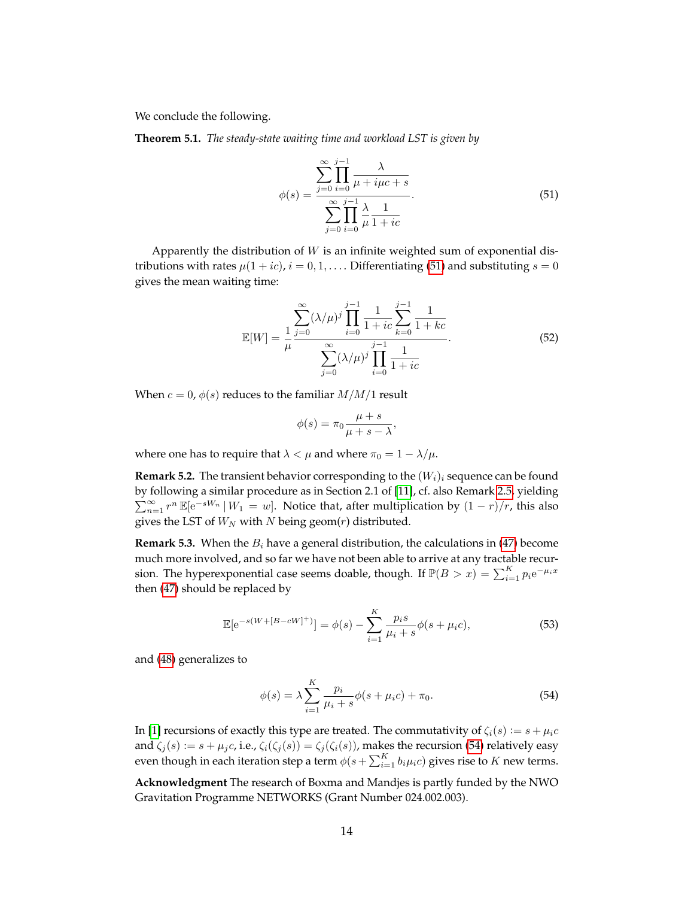We conclude the following.

**Theorem 5.1.** *The steady-state waiting time and workload LST is given by*

$$\phi(s) = \frac{\displaystyle\sum_{j=0}^{\infty} \prod_{i=0}^{j-1} \frac{\lambda}{\mu + i\mu c + s}}{\displaystyle\sum_{j=0}^{\infty} \prod_{i=0}^{j-1} \frac{\lambda}{\mu} \frac{1}{1+ic}}. \tag{51}$$

Apparently the distribution of $W$ is an infinite weighted sum of exponential distributions with rates $\mu(1+ic)$, $i = 0, 1, \ldots$. Differentiating (51) and substituting $s = 0$ gives the mean waiting time:

$$\mathbb{E}[W] = \frac{1}{\mu} \frac{\displaystyle\sum_{j=0}^{\infty} (\lambda/\mu)^j \prod_{i=0}^{j-1} \frac{1}{1+ic} \sum_{k=0}^{j-1} \frac{1}{1+kc}}{\displaystyle\sum_{j=0}^{\infty} (\lambda/\mu)^j \prod_{i=0}^{j-1} \frac{1}{1+ic}}. \tag{52}$$

When $c = 0$, $\phi(s)$ reduces to the familiar $M/M/1$ result

$$\phi(s) = \pi_0 \frac{\mu + s}{\mu + s - \lambda},$$

where one has to require that $\lambda < \mu$ and where $\pi_0 = 1 - \lambda/\mu$.

**Remark 5.2.** The transient behavior corresponding to the $(W_i)_i$ sequence can be found by following a similar procedure as in Section 2.1 of [11], cf. also Remark 2.5, yielding $\sum_{n=1}^{\infty} r^n \, \mathbb{E}[\mathrm{e}^{-sW_n} \,|\, W_1 = w]$. Notice that, after multiplication by $(1-r)/r$, this also gives the LST of $W_N$ with $N$ being geom($r$) distributed.

**Remark 5.3.** When the $B_i$ have a general distribution, the calculations in (47) become much more involved, and so far we have not been able to arrive at any tractable recursion. The hyperexponential case seems doable, though. If $\mathbb{P}(B > x) = \sum_{i=1}^{K} p_i \mathrm{e}^{-\mu_i x}$ then (47) should be replaced by

$$\mathbb{E}[\mathrm{e}^{-s(W + [B - cW]^+)}] = \phi(s) - \sum_{i=1}^{K} \frac{p_i s}{\mu_i + s} \phi(s + \mu_i c), \tag{53}$$

and (48) generalizes to

$$\phi(s) = \lambda \sum_{i=1}^{K} \frac{p_i}{\mu_i + s} \phi(s + \mu_i c) + \pi_0. \tag{54}$$

In [1] recursions of exactly this type are treated. The commutativity of $\zeta_i(s) := s + \mu_i c$ and $\zeta_j(s) := s + \mu_j c$, i.e., $\zeta_i(\zeta_j(s)) = \zeta_j(\zeta_i(s))$, makes the recursion (54) relatively easy even though in each iteration step a term $\phi(s + \sum_{i=1}^{K} b_i \mu_i c)$ gives rise to $K$ new terms.

**Acknowledgment** The research of Boxma and Mandjes is partly funded by the NWO Gravitation Programme NETWORKS (Grant Number 024.002.003).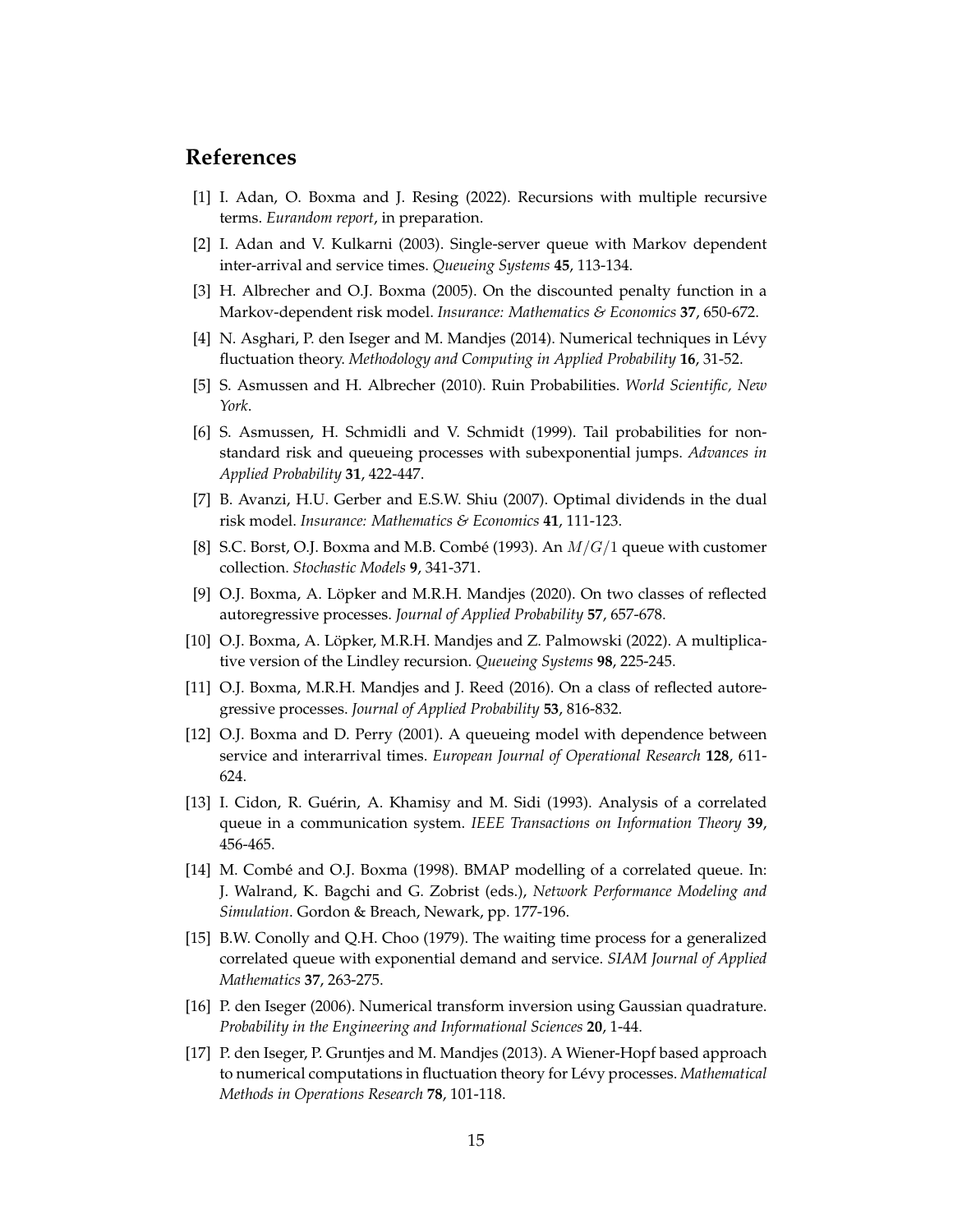## References

[1] I. Adan, O. Boxma and J. Resing (2022). Recursions with multiple recursive terms. *Eurandom report*, in preparation.

[2] I. Adan and V. Kulkarni (2003). Single-server queue with Markov dependent inter-arrival and service times. *Queueing Systems* **45**, 113-134.

[3] H. Albrecher and O.J. Boxma (2005). On the discounted penalty function in a Markov-dependent risk model. *Insurance: Mathematics & Economics* **37**, 650-672.

[4] N. Asghari, P. den Iseger and M. Mandjes (2014). Numerical techniques in Lévy fluctuation theory. *Methodology and Computing in Applied Probability* **16**, 31-52.

[5] S. Asmussen and H. Albrecher (2010). Ruin Probabilities. *World Scientific, New York*.

[6] S. Asmussen, H. Schmidli and V. Schmidt (1999). Tail probabilities for non-standard risk and queueing processes with subexponential jumps. *Advances in Applied Probability* **31**, 422-447.

[7] B. Avanzi, H.U. Gerber and E.S.W. Shiu (2007). Optimal dividends in the dual risk model. *Insurance: Mathematics & Economics* **41**, 111-123.

[8] S.C. Borst, O.J. Boxma and M.B. Combé (1993). An $M/G/1$ queue with customer collection. *Stochastic Models* **9**, 341-371.

[9] O.J. Boxma, A. Löpker and M.R.H. Mandjes (2020). On two classes of reflected autoregressive processes. *Journal of Applied Probability* **57**, 657-678.

[10] O.J. Boxma, A. Löpker, M.R.H. Mandjes and Z. Palmowski (2022). A multiplicative version of the Lindley recursion. *Queueing Systems* **98**, 225-245.

[11] O.J. Boxma, M.R.H. Mandjes and J. Reed (2016). On a class of reflected autoregressive processes. *Journal of Applied Probability* **53**, 816-832.

[12] O.J. Boxma and D. Perry (2001). A queueing model with dependence between service and interarrival times. *European Journal of Operational Research* **128**, 611-624.

[13] I. Cidon, R. Guérin, A. Khamisy and M. Sidi (1993). Analysis of a correlated queue in a communication system. *IEEE Transactions on Information Theory* **39**, 456-465.

[14] M. Combé and O.J. Boxma (1998). BMAP modelling of a correlated queue. In: J. Walrand, K. Bagchi and G. Zobrist (eds.), *Network Performance Modeling and Simulation*. Gordon & Breach, Newark, pp. 177-196.

[15] B.W. Conolly and Q.H. Choo (1979). The waiting time process for a generalized correlated queue with exponential demand and service. *SIAM Journal of Applied Mathematics* **37**, 263-275.

[16] P. den Iseger (2006). Numerical transform inversion using Gaussian quadrature. *Probability in the Engineering and Informational Sciences* **20**, 1-44.

[17] P. den Iseger, P. Gruntjes and M. Mandjes (2013). A Wiener-Hopf based approach to numerical computations in fluctuation theory for Lévy processes. *Mathematical Methods in Operations Research* **78**, 101-118.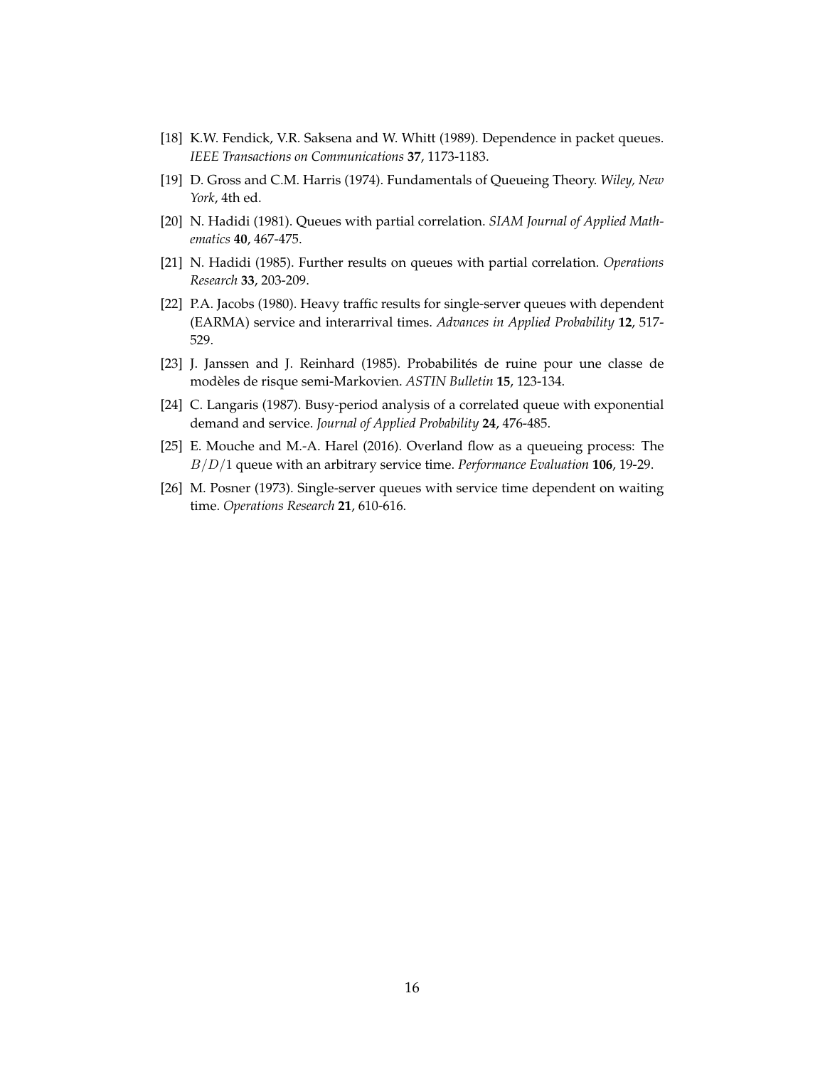[18] K.W. Fendick, V.R. Saksena and W. Whitt (1989). Dependence in packet queues. *IEEE Transactions on Communications* **37**, 1173-1183.

[19] D. Gross and C.M. Harris (1974). Fundamentals of Queueing Theory. *Wiley, New York*, 4th ed.

[20] N. Hadidi (1981). Queues with partial correlation. *SIAM Journal of Applied Mathematics* **40**, 467-475.

[21] N. Hadidi (1985). Further results on queues with partial correlation. *Operations Research* **33**, 203-209.

[22] P.A. Jacobs (1980). Heavy traffic results for single-server queues with dependent (EARMA) service and interarrival times. *Advances in Applied Probability* **12**, 517-529.

[23] J. Janssen and J. Reinhard (1985). Probabilités de ruine pour une classe de modèles de risque semi-Markovien. *ASTIN Bulletin* **15**, 123-134.

[24] C. Langaris (1987). Busy-period analysis of a correlated queue with exponential demand and service. *Journal of Applied Probability* **24**, 476-485.

[25] E. Mouche and M.-A. Harel (2016). Overland flow as a queueing process: The $B/D/1$ queue with an arbitrary service time. *Performance Evaluation* **106**, 19-29.

[26] M. Posner (1973). Single-server queues with service time dependent on waiting time. *Operations Research* **21**, 610-616.